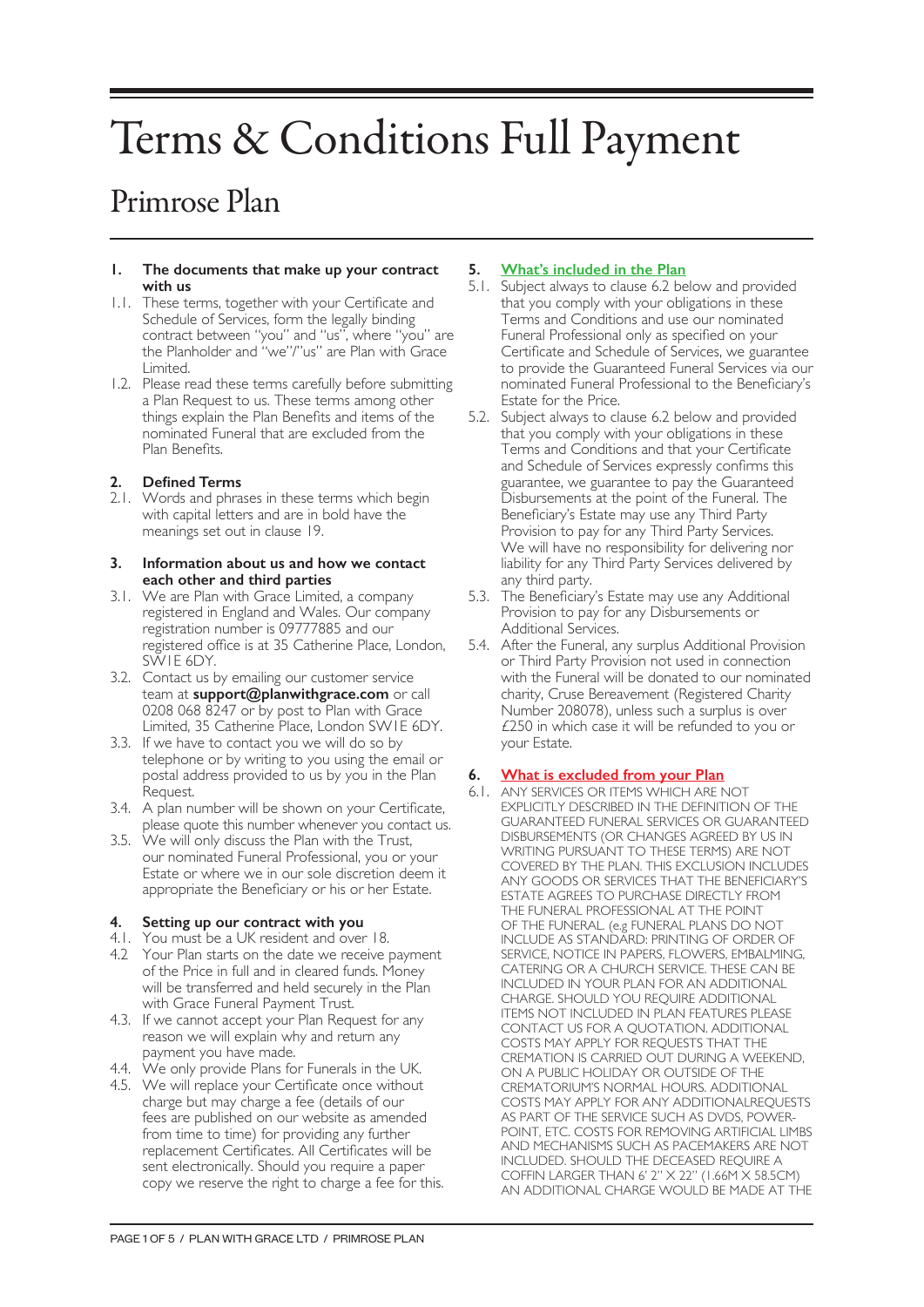# Terms & Conditions Full Payment

## Primrose Plan

### 1. The documents that make up your contract with us

1.1. These terms, together with your Certificate and Schedule of Services, form the legally binding contract between "you" and "us", where "you" are the Planholder and "we"/"us" are Plan with Grace Limited.

1.2. Please read these terms carefully before submitting a Plan Request to us. These terms among other things explain the Plan Benefits and items of the nominated Funeral that are excluded from the Plan Benefits.

### 2. Defined Terms

2.1. Words and phrases in these terms which begin with capital letters and are in bold have the meanings set out in clause 19.

### 3. Information about us and how we contact each other and third parties

3.1. We are Plan with Grace Limited, a company registered in England and Wales. Our company registration number is 09777885 and our registered office is at 35 Catherine Place, London, SW1E 6DY.

3.2. Contact us by emailing our customer service team at **support@planwithgrace.com** or call 0208 068 8247 or by post to Plan with Grace Limited, 35 Catherine Place, London SW1E 6DY.

3.3. If we have to contact you we will do so by telephone or by writing to you using the email or postal address provided to us by you in the Plan Request.

3.4. A plan number will be shown on your Certificate, please quote this number whenever you contact us.

3.5. We will only discuss the Plan with the Trust, our nominated Funeral Professional, you or your Estate or where we in our sole discretion deem it appropriate the Beneficiary or his or her Estate.

### 4. Setting up our contract with you

4.1. You must be a UK resident and over 18.

4.2 Your Plan starts on the date we receive payment of the Price in full and in cleared funds. Money will be transferred and held securely in the Plan with Grace Funeral Payment Trust.

4.3. If we cannot accept your Plan Request for any reason we will explain why and return any payment you have made.

4.4. We only provide Plans for Funerals in the UK.

4.5. We will replace your Certificate once without charge but may charge a fee (details of our fees are published on our website as amended from time to time) for providing any further replacement Certificates. All Certificates will be sent electronically. Should you require a paper copy we reserve the right to charge a fee for this.

### 5. What's included in the Plan

5.1. Subject always to clause 6.2 below and provided that you comply with your obligations in these Terms and Conditions and use our nominated Funeral Professional only as specified on your Certificate and Schedule of Services, we guarantee to provide the Guaranteed Funeral Services via our nominated Funeral Professional to the Beneficiary's Estate for the Price.

5.2. Subject always to clause 6.2 below and provided that you comply with your obligations in these Terms and Conditions and that your Certificate and Schedule of Services expressly confirms this guarantee, we guarantee to pay the Guaranteed Disbursements at the point of the Funeral. The Beneficiary's Estate may use any Third Party Provision to pay for any Third Party Services. We will have no responsibility for delivering nor liability for any Third Party Services delivered by any third party.

5.3. The Beneficiary's Estate may use any Additional Provision to pay for any Disbursements or Additional Services.

5.4. After the Funeral, any surplus Additional Provision or Third Party Provision not used in connection with the Funeral will be donated to our nominated charity, Cruse Bereavement (Registered Charity Number 208078), unless such a surplus is over £250 in which case it will be refunded to you or your Estate.

### 6. What is excluded from your Plan

6.1. ANY SERVICES OR ITEMS WHICH ARE NOT EXPLICITLY DESCRIBED IN THE DEFINITION OF THE GUARANTEED FUNERAL SERVICES OR GUARANTEED DISBURSEMENTS (OR CHANGES AGREED BY US IN WRITING PURSUANT TO THESE TERMS) ARE NOT COVERED BY THE PLAN. THIS EXCLUSION INCLUDES ANY GOODS OR SERVICES THAT THE BENEFICIARY'S ESTATE AGREES TO PURCHASE DIRECTLY FROM THE FUNERAL PROFESSIONAL AT THE POINT OF THE FUNERAL. (e.g FUNERAL PLANS DO NOT INCLUDE AS STANDARD: PRINTING OF ORDER OF SERVICE, NOTICE IN PAPERS, FLOWERS, EMBALMING, CATERING OR A CHURCH SERVICE. THESE CAN BE INCLUDED IN YOUR PLAN FOR AN ADDITIONAL CHARGE. SHOULD YOU REQUIRE ADDITIONAL ITEMS NOT INCLUDED IN PLAN FEATURES PLEASE CONTACT US FOR A QUOTATION. ADDITIONAL COSTS MAY APPLY FOR REQUESTS THAT THE CREMATION IS CARRIED OUT DURING A WEEKEND, ON A PUBLIC HOLIDAY OR OUTSIDE OF THE CREMATORIUM'S NORMAL HOURS. ADDITIONAL COSTS MAY APPLY FOR ANY ADDITIONALREQUESTS AS PART OF THE SERVICE SUCH AS DVDS, POWER-POINT, ETC. COSTS FOR REMOVING ARTIFICIAL LIMBS AND MECHANISMS SUCH AS PACEMAKERS ARE NOT INCLUDED. SHOULD THE DECEASED REQUIRE A COFFIN LARGER THAN 6' 2" X 22" (1.66M X 58.5CM) AN ADDITIONAL CHARGE WOULD BE MADE AT THE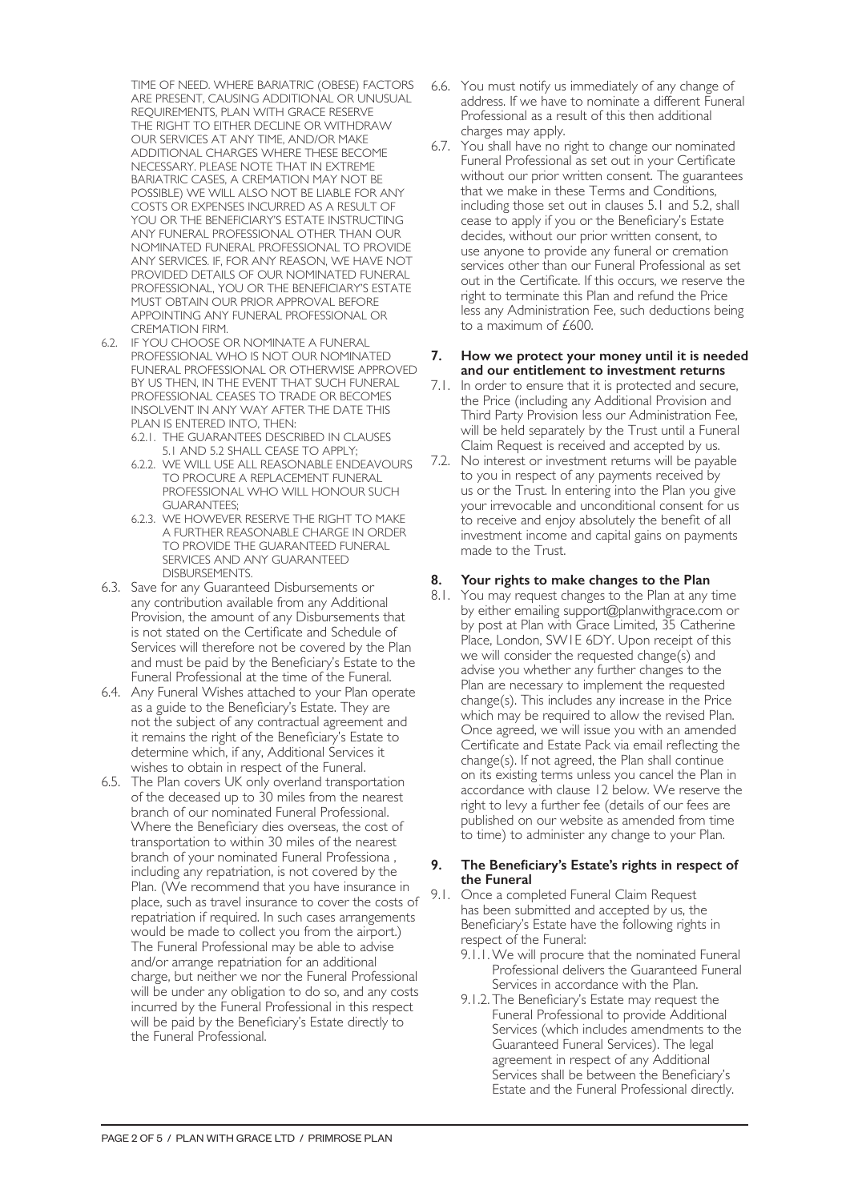TIME OF NEED. WHERE BARIATRIC (OBESE) FACTORS ARE PRESENT, CAUSING ADDITIONAL OR UNUSUAL REQUIREMENTS, PLAN WITH GRACE RESERVE THE RIGHT TO EITHER DECLINE OR WITHDRAW OUR SERVICES AT ANY TIME, AND/OR MAKE ADDITIONAL CHARGES WHERE THESE BECOME NECESSARY. PLEASE NOTE THAT IN EXTREME BARIATRIC CASES, A CREMATION MAY NOT BE POSSIBLE) WE WILL ALSO NOT BE LIABLE FOR ANY COSTS OR EXPENSES INCURRED AS A RESULT OF YOU OR THE BENEFICIARY'S ESTATE INSTRUCTING ANY FUNERAL PROFESSIONAL OTHER THAN OUR NOMINATED FUNERAL PROFESSIONAL TO PROVIDE ANY SERVICES. IF, FOR ANY REASON, WE HAVE NOT PROVIDED DETAILS OF OUR NOMINATED FUNERAL PROFESSIONAL, YOU OR THE BENEFICIARY'S ESTATE MUST OBTAIN OUR PRIOR APPROVAL BEFORE APPOINTING ANY FUNERAL PROFESSIONAL OR CREMATION FIRM.

6.2. IF YOU CHOOSE OR NOMINATE A FUNERAL PROFESSIONAL WHO IS NOT OUR NOMINATED FUNERAL PROFESSIONAL OR OTHERWISE APPROVED BY US THEN, IN THE EVENT THAT SUCH FUNERAL PROFESSIONAL CEASES TO TRADE OR BECOMES INSOLVENT IN ANY WAY AFTER THE DATE THIS PLAN IS ENTERED INTO, THEN:

- 6.2.1. THE GUARANTEES DESCRIBED IN CLAUSES 5.1 AND 5.2 SHALL CEASE TO APPLY;
- 6.2.2. WE WILL USE ALL REASONABLE ENDEAVOURS TO PROCURE A REPLACEMENT FUNERAL PROFESSIONAL WHO WILL HONOUR SUCH GUARANTEES;
- 6.2.3. WE HOWEVER RESERVE THE RIGHT TO MAKE A FURTHER REASONABLE CHARGE IN ORDER TO PROVIDE THE GUARANTEED FUNERAL SERVICES AND ANY GUARANTEED DISBURSEMENTS.

6.3. Save for any Guaranteed Disbursements or any contribution available from any Additional Provision, the amount of any Disbursements that is not stated on the Certificate and Schedule of Services will therefore not be covered by the Plan and must be paid by the Beneficiary's Estate to the Funeral Professional at the time of the Funeral.

6.4. Any Funeral Wishes attached to your Plan operate as a guide to the Beneficiary's Estate. They are not the subject of any contractual agreement and it remains the right of the Beneficiary's Estate to determine which, if any, Additional Services it wishes to obtain in respect of the Funeral.

6.5. The Plan covers UK only overland transportation of the deceased up to 30 miles from the nearest branch of our nominated Funeral Professional. Where the Beneficiary dies overseas, the cost of transportation to within 30 miles of the nearest branch of your nominated Funeral Professiona , including any repatriation, is not covered by the Plan. (We recommend that you have insurance in place, such as travel insurance to cover the costs of repatriation if required. In such cases arrangements would be made to collect you from the airport.) The Funeral Professional may be able to advise and/or arrange repatriation for an additional charge, but neither we nor the Funeral Professional will be under any obligation to do so, and any costs incurred by the Funeral Professional in this respect will be paid by the Beneficiary's Estate directly to the Funeral Professional.

6.6. You must notify us immediately of any change of address. If we have to nominate a different Funeral Professional as a result of this then additional charges may apply.

6.7. You shall have no right to change our nominated Funeral Professional as set out in your Certificate without our prior written consent. The guarantees that we make in these Terms and Conditions, including those set out in clauses 5.1 and 5.2, shall cease to apply if you or the Beneficiary's Estate decides, without our prior written consent, to use anyone to provide any funeral or cremation services other than our Funeral Professional as set out in the Certificate. If this occurs, we reserve the right to terminate this Plan and refund the Price less any Administration Fee, such deductions being to a maximum of £600.

## 7. How we protect your money until it is needed and our entitlement to investment returns

7.1. In order to ensure that it is protected and secure, the Price (including any Additional Provision and Third Party Provision less our Administration Fee, will be held separately by the Trust until a Funeral Claim Request is received and accepted by us.

7.2. No interest or investment returns will be payable to you in respect of any payments received by us or the Trust. In entering into the Plan you give your irrevocable and unconditional consent for us to receive and enjoy absolutely the benefit of all investment income and capital gains on payments made to the Trust.

## 8. Your rights to make changes to the Plan

8.1. You may request changes to the Plan at any time by either emailing support@planwithgrace.com or by post at Plan with Grace Limited, 35 Catherine Place, London, SW1E 6DY. Upon receipt of this we will consider the requested change(s) and advise you whether any further changes to the Plan are necessary to implement the requested change(s). This includes any increase in the Price which may be required to allow the revised Plan. Once agreed, we will issue you with an amended Certificate and Estate Pack via email reflecting the change(s). If not agreed, the Plan shall continue on its existing terms unless you cancel the Plan in accordance with clause 12 below. We reserve the right to levy a further fee (details of our fees are published on our website as amended from time to time) to administer any change to your Plan.

## 9. The Beneficiary's Estate's rights in respect of the Funeral

9.1. Once a completed Funeral Claim Request has been submitted and accepted by us, the Beneficiary's Estate have the following rights in respect of the Funeral:

- 9.1.1. We will procure that the nominated Funeral Professional delivers the Guaranteed Funeral Services in accordance with the Plan.
- 9.1.2. The Beneficiary's Estate may request the Funeral Professional to provide Additional Services (which includes amendments to the Guaranteed Funeral Services). The legal agreement in respect of any Additional Services shall be between the Beneficiary's Estate and the Funeral Professional directly.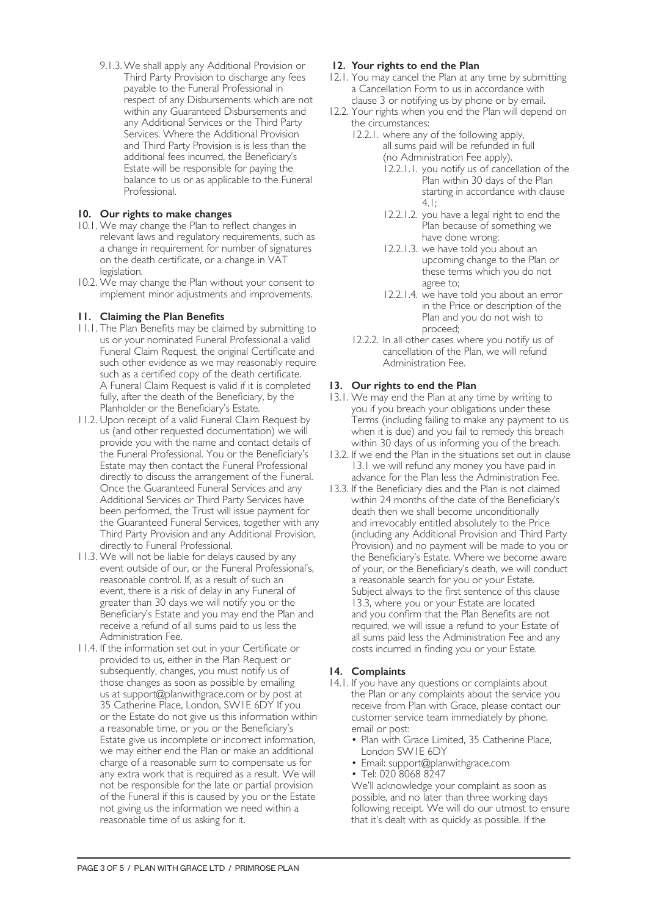9.1.3. We shall apply any Additional Provision or Third Party Provision to discharge any fees payable to the Funeral Professional in respect of any Disbursements which are not within any Guaranteed Disbursements and any Additional Services or the Third Party Services. Where the Additional Provision and Third Party Provision is is less than the additional fees incurred, the Beneficiary's Estate will be responsible for paying the balance to us or as applicable to the Funeral Professional.

## 10. Our rights to make changes

10.1. We may change the Plan to reflect changes in relevant laws and regulatory requirements, such as a change in requirement for number of signatures on the death certificate, or a change in VAT legislation.

10.2. We may change the Plan without your consent to implement minor adjustments and improvements.

## 11. Claiming the Plan Benefits

11.1. The Plan Benefits may be claimed by submitting to us or your nominated Funeral Professional a valid Funeral Claim Request, the original Certificate and such other evidence as we may reasonably require such as a certified copy of the death certificate. A Funeral Claim Request is valid if it is completed fully, after the death of the Beneficiary, by the Planholder or the Beneficiary's Estate.

11.2. Upon receipt of a valid Funeral Claim Request by us (and other requested documentation) we will provide you with the name and contact details of the Funeral Professional. You or the Beneficiary's Estate may then contact the Funeral Professional directly to discuss the arrangement of the Funeral. Once the Guaranteed Funeral Services and any Additional Services or Third Party Services have been performed, the Trust will issue payment for the Guaranteed Funeral Services, together with any Third Party Provision and any Additional Provision, directly to Funeral Professional.

11.3. We will not be liable for delays caused by any event outside of our, or the Funeral Professional's, reasonable control. If, as a result of such an event, there is a risk of delay in any Funeral of greater than 30 days we will notify you or the Beneficiary's Estate and you may end the Plan and receive a refund of all sums paid to us less the Administration Fee.

11.4. If the information set out in your Certificate or provided to us, either in the Plan Request or subsequently, changes, you must notify us of those changes as soon as possible by emailing us at support@planwithgrace.com or by post at 35 Catherine Place, London, SW1E 6DY If you or the Estate do not give us this information within a reasonable time, or you or the Beneficiary's Estate give us incomplete or incorrect information, we may either end the Plan or make an additional charge of a reasonable sum to compensate us for any extra work that is required as a result. We will not be responsible for the late or partial provision of the Funeral if this is caused by you or the Estate not giving us the information we need within a reasonable time of us asking for it.

## 12. Your rights to end the Plan

12.1. You may cancel the Plan at any time by submitting a Cancellation Form to us in accordance with clause 3 or notifying us by phone or by email.

12.2. Your rights when you end the Plan will depend on the circumstances:

12.2.1. where any of the following apply, all sums paid will be refunded in full (no Administration Fee apply).

12.2.1.1. you notify us of cancellation of the Plan within 30 days of the Plan starting in accordance with clause 4.1;

12.2.1.2. you have a legal right to end the Plan because of something we have done wrong;

12.2.1.3. we have told you about an upcoming change to the Plan or these terms which you do not agree to;

12.2.1.4. we have told you about an error in the Price or description of the Plan and you do not wish to proceed;

12.2.2. In all other cases where you notify us of cancellation of the Plan, we will refund Administration Fee.

## 13. Our rights to end the Plan

13.1. We may end the Plan at any time by writing to you if you breach your obligations under these Terms (including failing to make any payment to us when it is due) and you fail to remedy this breach within 30 days of us informing you of the breach.

13.2. If we end the Plan in the situations set out in clause 13.1 we will refund any money you have paid in advance for the Plan less the Administration Fee.

13.3. If the Beneficiary dies and the Plan is not claimed within 24 months of the date of the Beneficiary's death then we shall become unconditionally and irrevocably entitled absolutely to the Price (including any Additional Provision and Third Party Provision) and no payment will be made to you or the Beneficiary's Estate. Where we become aware of your, or the Beneficiary's death, we will conduct a reasonable search for you or your Estate. Subject always to the first sentence of this clause 13.3, where you or your Estate are located and you confirm that the Plan Benefits are not required, we will issue a refund to your Estate of all sums paid less the Administration Fee and any costs incurred in finding you or your Estate.

## 14. Complaints

14.1. If you have any questions or complaints about the Plan or any complaints about the service you receive from Plan with Grace, please contact our customer service team immediately by phone, email or post:

- Plan with Grace Limited, 35 Catherine Place, London SW1E 6DY
- Email: support@planwithgrace.com
- Tel: 020 8068 8247

We'll acknowledge your complaint as soon as possible, and no later than three working days following receipt. We will do our utmost to ensure that it's dealt with as quickly as possible. If the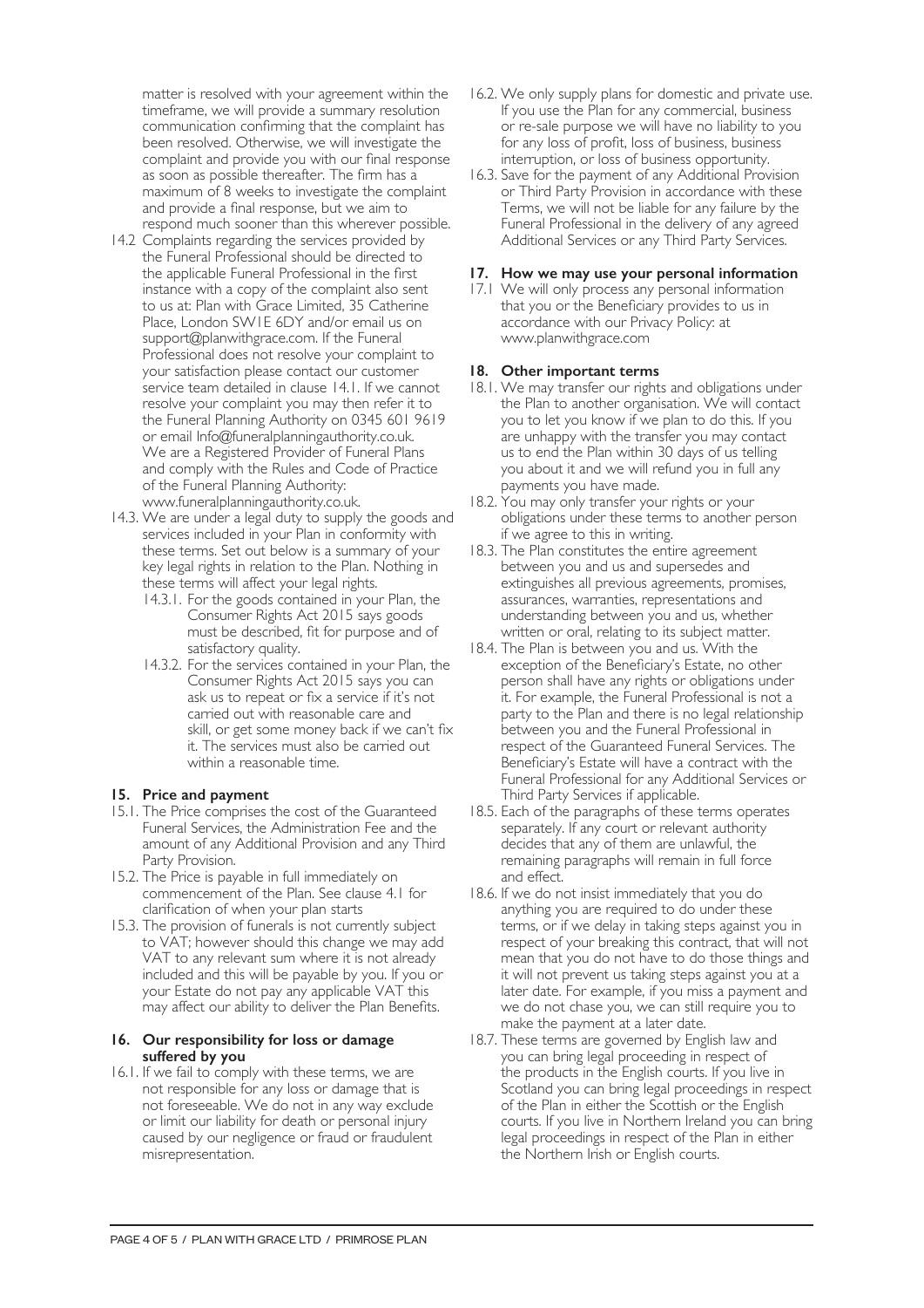matter is resolved with your agreement within the timeframe, we will provide a summary resolution communication confirming that the complaint has been resolved. Otherwise, we will investigate the complaint and provide you with our final response as soon as possible thereafter. The firm has a maximum of 8 weeks to investigate the complaint and provide a final response, but we aim to respond much sooner than this wherever possible.

14.2 Complaints regarding the services provided by the Funeral Professional should be directed to the applicable Funeral Professional in the first instance with a copy of the complaint also sent to us at: Plan with Grace Limited, 35 Catherine Place, London SW1E 6DY and/or email us on support@planwithgrace.com. If the Funeral Professional does not resolve your complaint to your satisfaction please contact our customer service team detailed in clause 14.1. If we cannot resolve your complaint you may then refer it to the Funeral Planning Authority on 0345 601 9619 or email Info@funeralplanningauthority.co.uk. We are a Registered Provider of Funeral Plans and comply with the Rules and Code of Practice of the Funeral Planning Authority: www.funeralplanningauthority.co.uk.

14.3. We are under a legal duty to supply the goods and services included in your Plan in conformity with these terms. Set out below is a summary of your key legal rights in relation to the Plan. Nothing in these terms will affect your legal rights.

- 14.3.1. For the goods contained in your Plan, the Consumer Rights Act 2015 says goods must be described, fit for purpose and of satisfactory quality.
- 14.3.2. For the services contained in your Plan, the Consumer Rights Act 2015 says you can ask us to repeat or fix a service if it's not carried out with reasonable care and skill, or get some money back if we can't fix it. The services must also be carried out within a reasonable time.

## 15. Price and payment

15.1. The Price comprises the cost of the Guaranteed Funeral Services, the Administration Fee and the amount of any Additional Provision and any Third Party Provision.

15.2. The Price is payable in full immediately on commencement of the Plan. See clause 4.1 for clarification of when your plan starts

15.3. The provision of funerals is not currently subject to VAT; however should this change we may add VAT to any relevant sum where it is not already included and this will be payable by you. If you or your Estate do not pay any applicable VAT this may affect our ability to deliver the Plan Benefits.

## 16. Our responsibility for loss or damage suffered by you

16.1. If we fail to comply with these terms, we are not responsible for any loss or damage that is not foreseeable. We do not in any way exclude or limit our liability for death or personal injury caused by our negligence or fraud or fraudulent misrepresentation.

16.2. We only supply plans for domestic and private use. If you use the Plan for any commercial, business or re-sale purpose we will have no liability to you for any loss of profit, loss of business, business interruption, or loss of business opportunity.

16.3. Save for the payment of any Additional Provision or Third Party Provision in accordance with these Terms, we will not be liable for any failure by the Funeral Professional in the delivery of any agreed Additional Services or any Third Party Services.

## 17. How we may use your personal information

17.1 We will only process any personal information that you or the Beneficiary provides to us in accordance with our Privacy Policy: at www.planwithgrace.com

## 18. Other important terms

18.1. We may transfer our rights and obligations under the Plan to another organisation. We will contact you to let you know if we plan to do this. If you are unhappy with the transfer you may contact us to end the Plan within 30 days of us telling you about it and we will refund you in full any payments you have made.

18.2. You may only transfer your rights or your obligations under these terms to another person if we agree to this in writing.

18.3. The Plan constitutes the entire agreement between you and us and supersedes and extinguishes all previous agreements, promises, assurances, warranties, representations and understanding between you and us, whether written or oral, relating to its subject matter.

18.4. The Plan is between you and us. With the exception of the Beneficiary's Estate, no other person shall have any rights or obligations under it. For example, the Funeral Professional is not a party to the Plan and there is no legal relationship between you and the Funeral Professional in respect of the Guaranteed Funeral Services. The Beneficiary's Estate will have a contract with the Funeral Professional for any Additional Services or Third Party Services if applicable.

18.5. Each of the paragraphs of these terms operates separately. If any court or relevant authority decides that any of them are unlawful, the remaining paragraphs will remain in full force and effect.

18.6. If we do not insist immediately that you do anything you are required to do under these terms, or if we delay in taking steps against you in respect of your breaking this contract, that will not mean that you do not have to do those things and it will not prevent us taking steps against you at a later date. For example, if you miss a payment and we do not chase you, we can still require you to make the payment at a later date.

18.7. These terms are governed by English law and you can bring legal proceeding in respect of the products in the English courts. If you live in Scotland you can bring legal proceedings in respect of the Plan in either the Scottish or the English courts. If you live in Northern Ireland you can bring legal proceedings in respect of the Plan in either the Northern Irish or English courts.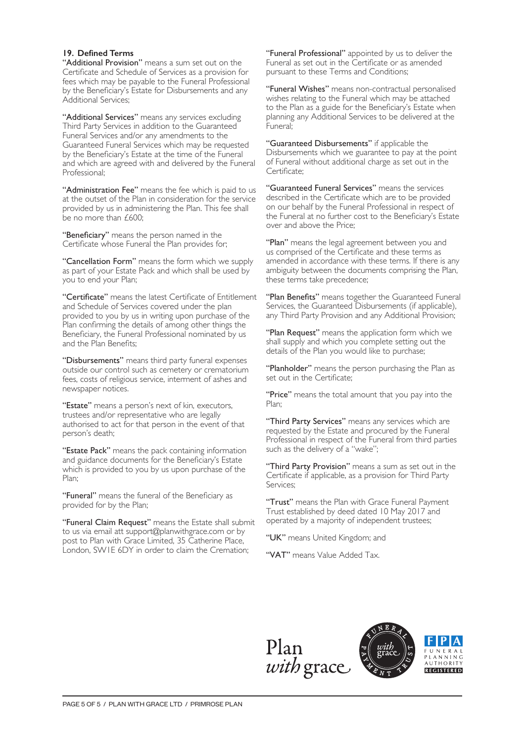## 19. Defined Terms

"**Additional Provision**" means a sum set out on the Certificate and Schedule of Services as a provision for fees which may be payable to the Funeral Professional by the Beneficiary's Estate for Disbursements and any Additional Services;

"**Additional Services**" means any services excluding Third Party Services in addition to the Guaranteed Funeral Services and/or any amendments to the Guaranteed Funeral Services which may be requested by the Beneficiary's Estate at the time of the Funeral and which are agreed with and delivered by the Funeral Professional;

"**Administration Fee**" means the fee which is paid to us at the outset of the Plan in consideration for the service provided by us in administering the Plan. This fee shall be no more than £600;

"**Beneficiary**" means the person named in the Certificate whose Funeral the Plan provides for;

"**Cancellation Form**" means the form which we supply as part of your Estate Pack and which shall be used by you to end your Plan;

"**Certificate**" means the latest Certificate of Entitlement and Schedule of Services covered under the plan provided to you by us in writing upon purchase of the Plan confirming the details of among other things the Beneficiary, the Funeral Professional nominated by us and the Plan Benefits;

"**Disbursements**" means third party funeral expenses outside our control such as cemetery or crematorium fees, costs of religious service, interment of ashes and newspaper notices.

"**Estate**" means a person's next of kin, executors, trustees and/or representative who are legally authorised to act for that person in the event of that person's death;

"**Estate Pack**" means the pack containing information and guidance documents for the Beneficiary's Estate which is provided to you by us upon purchase of the Plan;

"**Funeral**" means the funeral of the Beneficiary as provided for by the Plan;

"**Funeral Claim Request**" means the Estate shall submit to us via email att support@planwithgrace.com or by post to Plan with Grace Limited, 35 Catherine Place, London, SW1E 6DY in order to claim the Cremation;

"**Funeral Professional**" appointed by us to deliver the Funeral as set out in the Certificate or as amended pursuant to these Terms and Conditions;

"**Funeral Wishes**" means non-contractual personalised wishes relating to the Funeral which may be attached to the Plan as a guide for the Beneficiary's Estate when planning any Additional Services to be delivered at the Funeral;

"**Guaranteed Disbursements**" if applicable the Disbursements which we guarantee to pay at the point of Funeral without additional charge as set out in the Certificate;

"**Guaranteed Funeral Services**" means the services described in the Certificate which are to be provided on our behalf by the Funeral Professional in respect of the Funeral at no further cost to the Beneficiary's Estate over and above the Price;

"**Plan**" means the legal agreement between you and us comprised of the Certificate and these terms as amended in accordance with these terms. If there is any ambiguity between the documents comprising the Plan, these terms take precedence;

"**Plan Benefits**" means together the Guaranteed Funeral Services, the Guaranteed Disbursements (if applicable), any Third Party Provision and any Additional Provision;

"**Plan Request**" means the application form which we shall supply and which you complete setting out the details of the Plan you would like to purchase;

"**Planholder**" means the person purchasing the Plan as set out in the Certificate;

"**Price**" means the total amount that you pay into the Plan;

"**Third Party Services**" means any services which are requested by the Estate and procured by the Funeral Professional in respect of the Funeral from third parties such as the delivery of a "wake";

"**Third Party Provision**" means a sum as set out in the Certificate if applicable, as a provision for Third Party Services;

"**Trust**" means the Plan with Grace Funeral Payment Trust established by deed dated 10 May 2017 and operated by a majority of independent trustees;

"**UK**" means United Kingdom; and

"**VAT**" means Value Added Tax.

Plan *with* grace

FUNERAL PAYMENT TRUST *with* grace

FPA FUNERAL PLANNING AUTHORITY REGISTERED